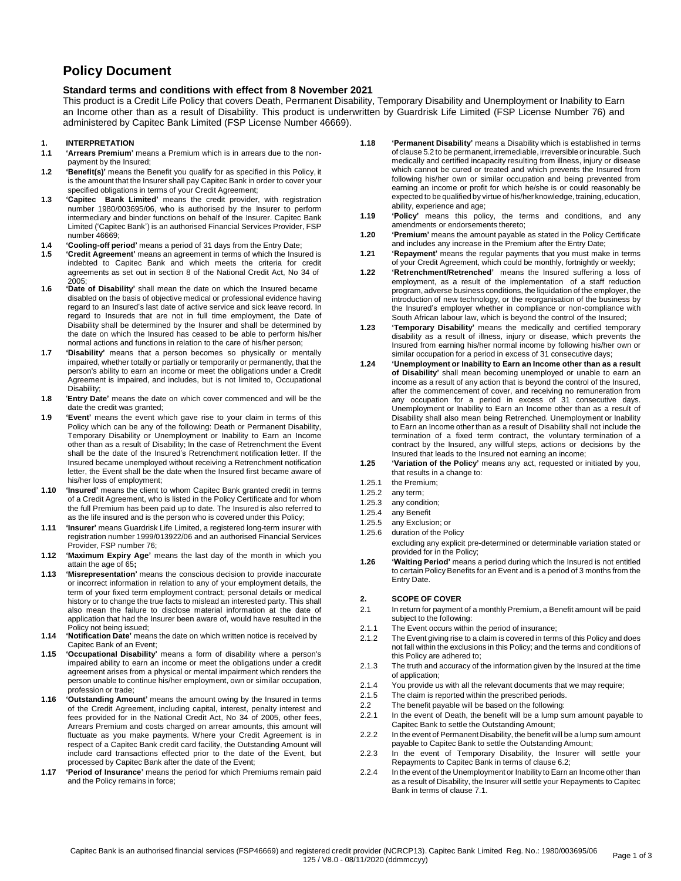# Policy Document

## Standard terms and conditions with effect from 8 November 2021

This product is a Credit Life Policy that covers Death, Permanent Disability, Temporary Disability and Unemployment or Inability to Earn an Income other than as a result of Disability. This product is underwritten by Guardrisk Life Limited (FSP License Number 76) and administered by Capitec Bank Limited (FSP License Number 46669).

**1. INTERPRETATION**

**1.1 'Arrears Premium'** means a Premium which is in arrears due to the non-payment by the Insured;

**1.2 'Benefit(s)'** means the Benefit you qualify for as specified in this Policy, it is the amount that the Insurer shall pay Capitec Bank in order to cover your specified obligations in terms of your Credit Agreement;

**1.3 'Capitec Bank Limited'** means the credit provider, with registration number 1980/003695/06, who is authorised by the Insurer to perform intermediary and binder functions on behalf of the Insurer. Capitec Bank Limited ('Capitec Bank') is an authorised Financial Services Provider, FSP number 46669;

**1.4 'Cooling-off period'** means a period of 31 days from the Entry Date;

**1.5 'Credit Agreement'** means an agreement in terms of which the Insured is indebted to Capitec Bank and which meets the criteria for credit agreements as set out in section 8 of the National Credit Act, No 34 of 2005;

**1.6 'Date of Disability'** shall mean the date on which the Insured became disabled on the basis of objective medical or professional evidence having regard to an Insured's last date of active service and sick leave record. In regard to Insureds that are not in full time employment, the Date of Disability shall be determined by the Insurer and shall be determined by the date on which the Insured has ceased to be able to perform his/her normal actions and functions in relation to the care of his/her person;

**1.7 'Disability'** means that a person becomes so physically or mentally impaired, whether totally or partially or temporarily or permanently, that the person's ability to earn an income or meet the obligations under a Credit Agreement is impaired, and includes, but is not limited to, Occupational Disability;

**1.8 'Entry Date'** means the date on which cover commenced and will be the date the credit was granted;

**1.9 'Event'** means the event which gave rise to your claim in terms of this Policy which can be any of the following: Death or Permanent Disability, Temporary Disability or Unemployment or Inability to Earn an Income other than as a result of Disability; In the case of Retrenchment the Event shall be the date of the Insured's Retrenchment notification letter. If the Insured became unemployed without receiving a Retrenchment notification letter, the Event shall be the date when the Insured first became aware of his/her loss of employment;

**1.10 'Insured'** means the client to whom Capitec Bank granted credit in terms of a Credit Agreement, who is listed in the Policy Certificate and for whom the full Premium has been paid up to date. The Insured is also referred to as the life insured and is the person who is covered under this Policy;

**1.11 'Insurer'** means Guardrisk Life Limited, a registered long-term insurer with registration number 1999/013922/06 and an authorised Financial Services Provider, FSP number 76;

**1.12 'Maximum Expiry Age'** means the last day of the month in which you attain the age of 65**;**

**1.13 'Misrepresentation'** means the conscious decision to provide inaccurate or incorrect information in relation to any of your employment details, the term of your fixed term employment contract; personal details or medical history or to change the true facts to mislead an interested party. This shall also mean the failure to disclose material information at the date of application that had the Insurer been aware of, would have resulted in the Policy not being issued;

**1.14 'Notification Date'** means the date on which written notice is received by Capitec Bank of an Event;

**1.15 'Occupational Disability'** means a form of disability where a person's impaired ability to earn an income or meet the obligations under a credit agreement arises from a physical or mental impairment which renders the person unable to continue his/her employment, own or similar occupation, profession or trade;

**1.16 'Outstanding Amount'** means the amount owing by the Insured in terms of the Credit Agreement, including capital, interest, penalty interest and fees provided for in the National Credit Act, No 34 of 2005, other fees, Arrears Premium and costs charged on arear amounts, this amount will fluctuate as you make payments. Where your Credit Agreement is in respect of a Capitec Bank credit card facility, the Outstanding Amount will include card transactions effected prior to the date of the Event, but processed by Capitec Bank after the date of the Event;

**1.17 'Period of Insurance'** means the period for which Premiums remain paid and the Policy remains in force;

**1.18 'Permanent Disability'** means a Disability which is established in terms of clause 5.2 to be permanent, irremediable, irreversible or incurable. Such medically and certified incapacity resulting from illness, injury or disease which cannot be cured or treated and which prevents the Insured from following his/her own or similar occupation and being prevented from earning an income or profit for which he/she is or could reasonably be expected to be qualified by virtue of his/her knowledge, training, education, ability, experience and age;

**1.19 'Policy'** means this policy, the terms and conditions, and any amendments or endorsements thereto;

**1.20 'Premium'** means the amount payable as stated in the Policy Certificate and includes any increase in the Premium after the Entry Date;

**1.21 'Repayment'** means the regular payments that you must make in terms of your Credit Agreement, which could be monthly, fortnightly or weekly;

**1.22 'Retrenchment/Retrenched'** means the Insured suffering a loss of employment, as a result of the implementation of a staff reduction program, adverse business conditions, the liquidation of the employer, the introduction of new technology, or the reorganisation of the business by the Insured's employer whether in compliance or non-compliance with South African labour law, which is beyond the control of the Insured;

**1.23 'Temporary Disability'** means the medically and certified temporary disability as a result of illness, injury or disease, which prevents the Insured from earning his/her normal income by following his/her own or similar occupation for a period in excess of 31 consecutive days;

**1.24 'Unemployment or Inability to Earn an Income other than as a result of Disability'** shall mean becoming unemployed or unable to earn an income as a result of any action that is beyond the control of the Insured, after the commencement of cover, and receiving no remuneration from any occupation for a period in excess of 31 consecutive days. Unemployment or Inability to Earn an Income other than as a result of Disability shall also mean being Retrenched. Unemployment or Inability to Earn an Income other than as a result of Disability shall not include the termination of a fixed term contract, the voluntary termination of a contract by the Insured, any willful steps, actions or decisions by the Insured that leads to the Insured not earning an income;

**1.25 'Variation of the Policy'** means any act, requested or initiated by you, that results in a change to:

1.25.1 the Premium;
1.25.2 any term;
1.25.3 any condition;
1.25.4 any Benefit
1.25.5 any Exclusion; or
1.25.6 duration of the Policy

excluding any explicit pre-determined or determinable variation stated or provided for in the Policy;

**1.26 'Waiting Period'** means a period during which the Insured is not entitled to certain Policy Benefits for an Event and is a period of 3 months from the Entry Date.

**2. SCOPE OF COVER**

2.1 In return for payment of a monthly Premium, a Benefit amount will be paid subject to the following:

2.1.1 The Event occurs within the period of insurance;

2.1.2 The Event giving rise to a claim is covered in terms of this Policy and does not fall within the exclusions in this Policy; and the terms and conditions of this Policy are adhered to;

2.1.3 The truth and accuracy of the information given by the Insured at the time of application;

2.1.4 You provide us with all the relevant documents that we may require;

2.1.5 The claim is reported within the prescribed periods.

2.2 The benefit payable will be based on the following:

2.2.1 In the event of Death, the benefit will be a lump sum amount payable to Capitec Bank to settle the Outstanding Amount;

2.2.2 In the event of Permanent Disability, the benefit will be a lump sum amount payable to Capitec Bank to settle the Outstanding Amount;

2.2.3 In the event of Temporary Disability, the Insurer will settle your Repayments to Capitec Bank in terms of clause 6.2;

2.2.4 In the event of the Unemployment or Inability to Earn an Income other than as a result of Disability, the Insurer will settle your Repayments to Capitec Bank in terms of clause 7.1.

Capitec Bank is an authorised financial services (FSP46669) and registered credit provider (NCRCP13). Capitec Bank Limited Reg. No.: 1980/003695/06
125 / V8.0 - 08/11/2020 (ddmmccyy)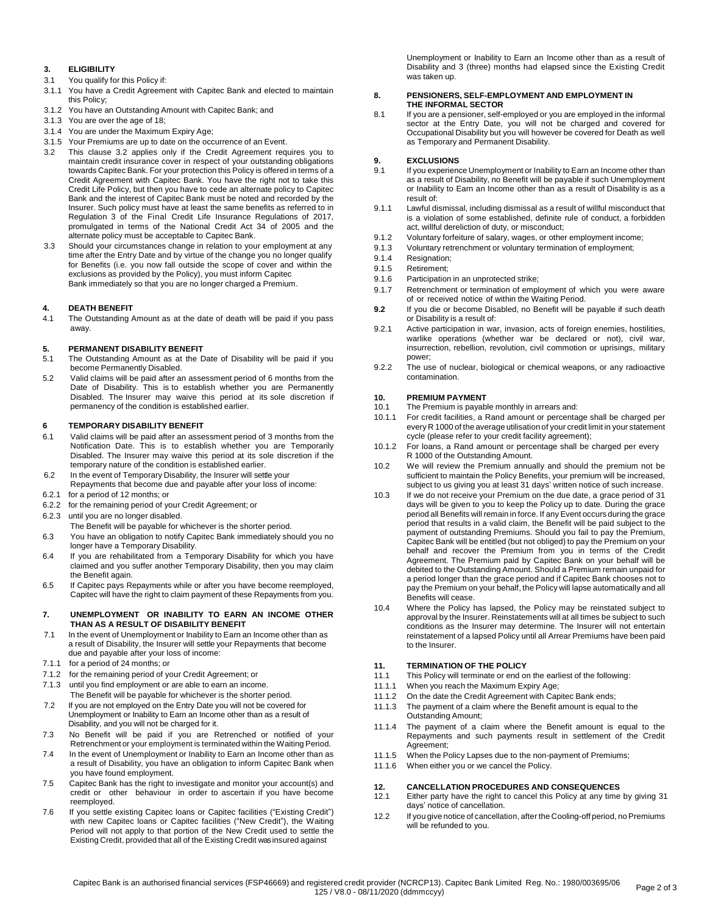## 3. ELIGIBILITY

3.1 You qualify for this Policy if:

3.1.1 You have a Credit Agreement with Capitec Bank and elected to maintain this Policy;

3.1.2 You have an Outstanding Amount with Capitec Bank; and

3.1.3 You are over the age of 18;

3.1.4 You are under the Maximum Expiry Age;

3.1.5 Your Premiums are up to date on the occurrence of an Event.

3.2 This clause 3.2 applies only if the Credit Agreement requires you to maintain credit insurance cover in respect of your outstanding obligations towards Capitec Bank. For your protection this Policy is offered in terms of a Credit Agreement with Capitec Bank. You have the right not to take this Credit Life Policy, but then you have to cede an alternate policy to Capitec Bank and the interest of Capitec Bank must be noted and recorded by the Insurer. Such policy must have at least the same benefits as referred to in Regulation 3 of the Final Credit Life Insurance Regulations of 2017, promulgated in terms of the National Credit Act 34 of 2005 and the alternate policy must be acceptable to Capitec Bank.

3.3 Should your circumstances change in relation to your employment at any time after the Entry Date and by virtue of the change you no longer qualify for Benefits (i.e. you now fall outside the scope of cover and within the exclusions as provided by the Policy), you must inform Capitec Bank immediately so that you are no longer charged a Premium.

## 4. DEATH BENEFIT

4.1 The Outstanding Amount as at the date of death will be paid if you pass away.

## 5. PERMANENT DISABILITY BENEFIT

5.1 The Outstanding Amount as at the Date of Disability will be paid if you become Permanently Disabled.

5.2 Valid claims will be paid after an assessment period of 6 months from the Date of Disability. This is to establish whether you are Permanently Disabled. The Insurer may waive this period at its sole discretion if permanency of the condition is established earlier.

## 6 TEMPORARY DISABILITY BENEFIT

6.1 Valid claims will be paid after an assessment period of 3 months from the Notification Date. This is to establish whether you are Temporarily Disabled. The Insurer may waive this period at its sole discretion if the temporary nature of the condition is established earlier.

6.2 In the event of Temporary Disability, the Insurer will settle your Repayments that become due and payable after your loss of income:

6.2.1 for a period of 12 months; or

6.2.2 for the remaining period of your Credit Agreement; or

6.2.3 until you are no longer disabled.

The Benefit will be payable for whichever is the shorter period.

6.3 You have an obligation to notify Capitec Bank immediately should you no longer have a Temporary Disability.

6.4 If you are rehabilitated from a Temporary Disability for which you have claimed and you suffer another Temporary Disability, then you may claim the Benefit again.

6.5 If Capitec pays Repayments while or after you have become reemployed, Capitec will have the right to claim payment of these Repayments from you.

## 7. UNEMPLOYMENT OR INABILITY TO EARN AN INCOME OTHER THAN AS A RESULT OF DISABILITY BENEFIT

7.1 In the event of Unemployment or Inability to Earn an Income other than as a result of Disability, the Insurer will settle your Repayments that become due and payable after your loss of income:

7.1.1 for a period of 24 months; or

7.1.2 for the remaining period of your Credit Agreement; or

7.1.3 until you find employment or are able to earn an income.

The Benefit will be payable for whichever is the shorter period.

7.2 If you are not employed on the Entry Date you will not be covered for Unemployment or Inability to Earn an Income other than as a result of Disability, and you will not be charged for it.

7.3 No Benefit will be paid if you are Retrenched or notified of your Retrenchment or your employment is terminated within the Waiting Period.

7.4 In the event of Unemployment or Inability to Earn an Income other than as a result of Disability, you have an obligation to inform Capitec Bank when you have found employment.

7.5 Capitec Bank has the right to investigate and monitor your account(s) and credit or other behaviour in order to ascertain if you have become reemployed.

7.6 If you settle existing Capitec loans or Capitec facilities ("Existing Credit") with new Capitec loans or Capitec facilities ("New Credit"), the Waiting Period will not apply to that portion of the New Credit used to settle the Existing Credit, provided that all of the Existing Credit was insured against Unemployment or Inability to Earn an Income other than as a result of Disability and 3 (three) months had elapsed since the Existing Credit was taken up.

## 8. PENSIONERS, SELF-EMPLOYMENT AND EMPLOYMENT IN THE INFORMAL SECTOR

8.1 If you are a pensioner, self-employed or you are employed in the informal sector at the Entry Date, you will not be charged and covered for Occupational Disability but you will however be covered for Death as well as Temporary and Permanent Disability.

## 9. EXCLUSIONS

9.1 If you experience Unemployment or Inability to Earn an Income other than as a result of Disability, no Benefit will be payable if such Unemployment or Inability to Earn an Income other than as a result of Disability is as a result of:

9.1.1 Lawful dismissal, including dismissal as a result of willful misconduct that is a violation of some established, definite rule of conduct, a forbidden act, willful dereliction of duty, or misconduct;

9.1.2 Voluntary forfeiture of salary, wages, or other employment income;

9.1.3 Voluntary retrenchment or voluntary termination of employment;

9.1.4 Resignation;

9.1.5 Retirement;

9.1.6 Participation in an unprotected strike;

9.1.7 Retrenchment or termination of employment of which you were aware of or received notice of within the Waiting Period.

**9.2** If you die or become Disabled, no Benefit will be payable if such death or Disability is a result of:

9.2.1 Active participation in war, invasion, acts of foreign enemies, hostilities, warlike operations (whether war be declared or not), civil war, insurrection, rebellion, revolution, civil commotion or uprisings, military power;

9.2.2 The use of nuclear, biological or chemical weapons, or any radioactive contamination.

## 10. PREMIUM PAYMENT

10.1 The Premium is payable monthly in arrears and:

10.1.1 For credit facilities, a Rand amount or percentage shall be charged per every R 1000 of the average utilisation of your credit limit in your statement cycle (please refer to your credit facility agreement);

10.1.2 For loans, a Rand amount or percentage shall be charged per every R 1000 of the Outstanding Amount.

10.2 We will review the Premium annually and should the premium not be sufficient to maintain the Policy Benefits, your premium will be increased, subject to us giving you at least 31 days' written notice of such increase.

10.3 If we do not receive your Premium on the due date, a grace period of 31 days will be given to you to keep the Policy up to date. During the grace period all Benefits will remain in force. If any Event occurs during the grace period that results in a valid claim, the Benefit will be paid subject to the payment of outstanding Premiums. Should you fail to pay the Premium, Capitec Bank will be entitled (but not obliged) to pay the Premium on your behalf and recover the Premium from you in terms of the Credit Agreement. The Premium paid by Capitec Bank on your behalf will be debited to the Outstanding Amount. Should a Premium remain unpaid for a period longer than the grace period and if Capitec Bank chooses not to pay the Premium on your behalf, the Policy will lapse automatically and all Benefits will cease.

10.4 Where the Policy has lapsed, the Policy may be reinstated subject to approval by the Insurer. Reinstatements will at all times be subject to such conditions as the Insurer may determine. The Insurer will not entertain reinstatement of a lapsed Policy until all Arrear Premiums have been paid to the Insurer.

## 11. TERMINATION OF THE POLICY

11.1 This Policy will terminate or end on the earliest of the following:

11.1.1 When you reach the Maximum Expiry Age;

11.1.2 On the date the Credit Agreement with Capitec Bank ends;

11.1.3 The payment of a claim where the Benefit amount is equal to the Outstanding Amount;

11.1.4 The payment of a claim where the Benefit amount is equal to the Repayments and such payments result in settlement of the Credit Agreement;

11.1.5 When the Policy Lapses due to the non-payment of Premiums;

11.1.6 When either you or we cancel the Policy.

## 12. CANCELLATION PROCEDURES AND CONSEQUENCES

12.1 Either party have the right to cancel this Policy at any time by giving 31 days' notice of cancellation.

12.2 If you give notice of cancellation, after the Cooling-off period, no Premiums will be refunded to you.

Capitec Bank is an authorised financial services (FSP46669) and registered credit provider (NCRCP13). Capitec Bank Limited Reg. No.: 1980/003695/06
125 / V8.0 - 08/11/2020 (ddmmccyy)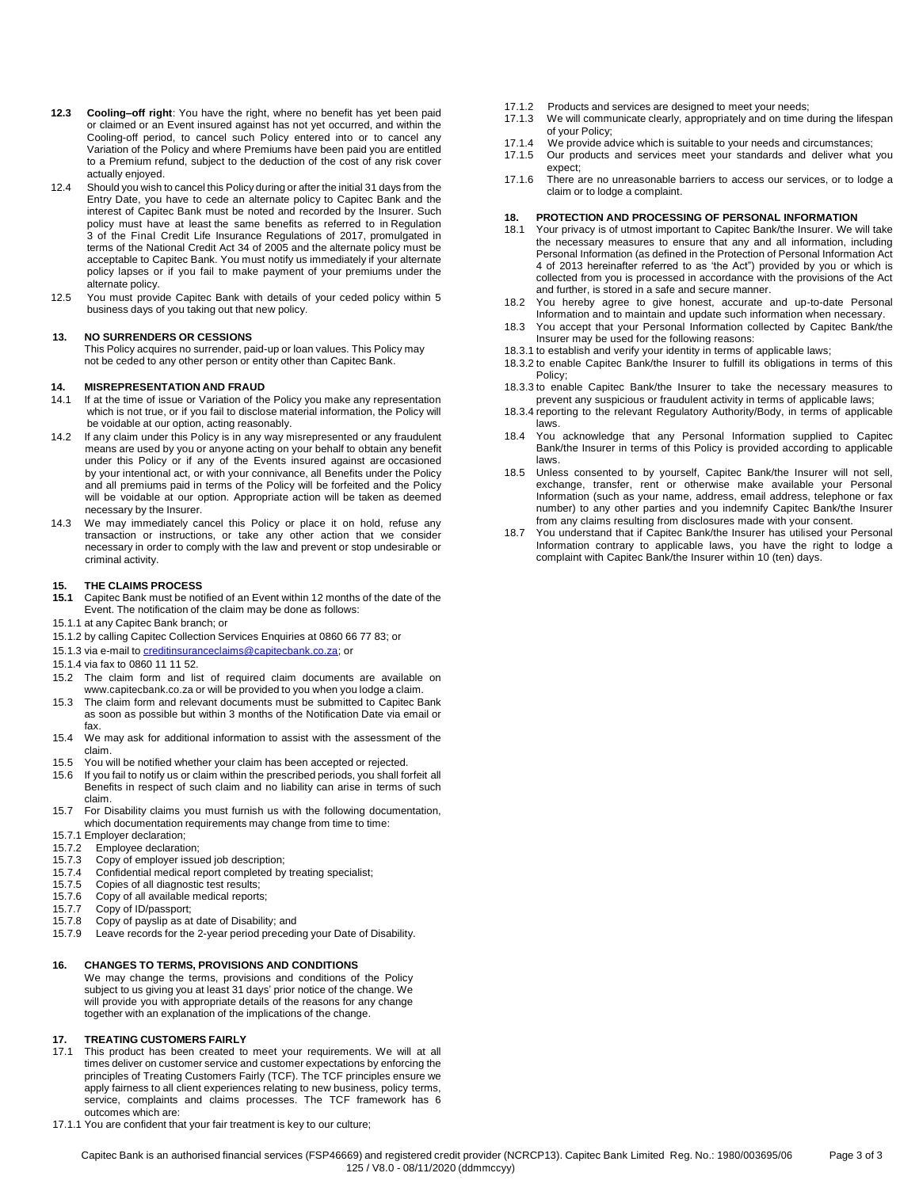**12.3 Cooling–off right**: You have the right, where no benefit has yet been paid or claimed or an Event insured against has not yet occurred, and within the Cooling-off period, to cancel such Policy entered into or to cancel any Variation of the Policy and where Premiums have been paid you are entitled to a Premium refund, subject to the deduction of the cost of any risk cover actually enjoyed.

12.4 Should you wish to cancel this Policy during or after the initial 31 days from the Entry Date, you have to cede an alternate policy to Capitec Bank and the interest of Capitec Bank must be noted and recorded by the Insurer. Such policy must have at least the same benefits as referred to in Regulation 3 of the Final Credit Life Insurance Regulations of 2017, promulgated in terms of the National Credit Act 34 of 2005 and the alternate policy must be acceptable to Capitec Bank. You must notify us immediately if your alternate policy lapses or if you fail to make payment of your premiums under the alternate policy.

12.5 You must provide Capitec Bank with details of your ceded policy within 5 business days of you taking out that new policy.

## 13. NO SURRENDERS OR CESSIONS

This Policy acquires no surrender, paid-up or loan values. This Policy may not be ceded to any other person or entity other than Capitec Bank.

## 14. MISREPRESENTATION AND FRAUD

14.1 If at the time of issue or Variation of the Policy you make any representation which is not true, or if you fail to disclose material information, the Policy will be voidable at our option, acting reasonably.

14.2 If any claim under this Policy is in any way misrepresented or any fraudulent means are used by you or anyone acting on your behalf to obtain any benefit under this Policy or if any of the Events insured against are occasioned by your intentional act, or with your connivance, all Benefits under the Policy and all premiums paid in terms of the Policy will be forfeited and the Policy will be voidable at our option. Appropriate action will be taken as deemed necessary by the Insurer.

14.3 We may immediately cancel this Policy or place it on hold, refuse any transaction or instructions, or take any other action that we consider necessary in order to comply with the law and prevent or stop undesirable or criminal activity.

## 15. THE CLAIMS PROCESS

**15.1** Capitec Bank must be notified of an Event within 12 months of the date of the Event. The notification of the claim may be done as follows:

15.1.1 at any Capitec Bank branch; or

15.1.2 by calling Capitec Collection Services Enquiries at 0860 66 77 83; or

15.1.3 via e-mail to creditinsuranceclaims@capitecbank.co.za; or

15.1.4 via fax to 0860 11 11 52.

15.2 The claim form and list of required claim documents are available on www.capitecbank.co.za or will be provided to you when you lodge a claim.

15.3 The claim form and relevant documents must be submitted to Capitec Bank as soon as possible but within 3 months of the Notification Date via email or fax.

15.4 We may ask for additional information to assist with the assessment of the claim.

15.5 You will be notified whether your claim has been accepted or rejected.

15.6 If you fail to notify us or claim within the prescribed periods, you shall forfeit all Benefits in respect of such claim and no liability can arise in terms of such claim.

15.7 For Disability claims you must furnish us with the following documentation, which documentation requirements may change from time to time:

15.7.1 Employer declaration;

15.7.2 Employee declaration;

15.7.3 Copy of employer issued job description;

15.7.4 Confidential medical report completed by treating specialist;

15.7.5 Copies of all diagnostic test results;

15.7.6 Copy of all available medical reports;

15.7.7 Copy of ID/passport;

15.7.8 Copy of payslip as at date of Disability; and

15.7.9 Leave records for the 2-year period preceding your Date of Disability.

## 16. CHANGES TO TERMS, PROVISIONS AND CONDITIONS

We may change the terms, provisions and conditions of the Policy subject to us giving you at least 31 days' prior notice of the change. We will provide you with appropriate details of the reasons for any change together with an explanation of the implications of the change.

## 17. TREATING CUSTOMERS FAIRLY

17.1 This product has been created to meet your requirements. We will at all times deliver on customer service and customer expectations by enforcing the principles of Treating Customers Fairly (TCF). The TCF principles ensure we apply fairness to all client experiences relating to new business, policy terms, service, complaints and claims processes. The TCF framework has 6 outcomes which are:

17.1.1 You are confident that your fair treatment is key to our culture;

17.1.2 Products and services are designed to meet your needs;

17.1.3 We will communicate clearly, appropriately and on time during the lifespan of your Policy;

17.1.4 We provide advice which is suitable to your needs and circumstances;

17.1.5 Our products and services meet your standards and deliver what you expect;

17.1.6 There are no unreasonable barriers to access our services, or to lodge a claim or to lodge a complaint.

## 18. PROTECTION AND PROCESSING OF PERSONAL INFORMATION

18.1 Your privacy is of utmost important to Capitec Bank/the Insurer. We will take the necessary measures to ensure that any and all information, including Personal Information (as defined in the Protection of Personal Information Act 4 of 2013 hereinafter referred to as 'the Act") provided by you or which is collected from you is processed in accordance with the provisions of the Act and further, is stored in a safe and secure manner.

18.2 You hereby agree to give honest, accurate and up-to-date Personal Information and to maintain and update such information when necessary.

18.3 You accept that your Personal Information collected by Capitec Bank/the Insurer may be used for the following reasons:

18.3.1 to establish and verify your identity in terms of applicable laws;

18.3.2 to enable Capitec Bank/the Insurer to fulfill its obligations in terms of this Policy;

18.3.3 to enable Capitec Bank/the Insurer to take the necessary measures to prevent any suspicious or fraudulent activity in terms of applicable laws;

18.3.4 reporting to the relevant Regulatory Authority/Body, in terms of applicable laws.

18.4 You acknowledge that any Personal Information supplied to Capitec Bank/the Insurer in terms of this Policy is provided according to applicable laws.

18.5 Unless consented to by yourself, Capitec Bank/the Insurer will not sell, exchange, transfer, rent or otherwise make available your Personal Information (such as your name, address, email address, telephone or fax number) to any other parties and you indemnify Capitec Bank/the Insurer from any claims resulting from disclosures made with your consent.

18.7 You understand that if Capitec Bank/the Insurer has utilised your Personal Information contrary to applicable laws, you have the right to lodge a complaint with Capitec Bank/the Insurer within 10 (ten) days.

Capitec Bank is an authorised financial services (FSP46669) and registered credit provider (NCRCP13). Capitec Bank Limited Reg. No.: 1980/003695/06

125 / V8.0 - 08/11/2020 (ddmmccyy)